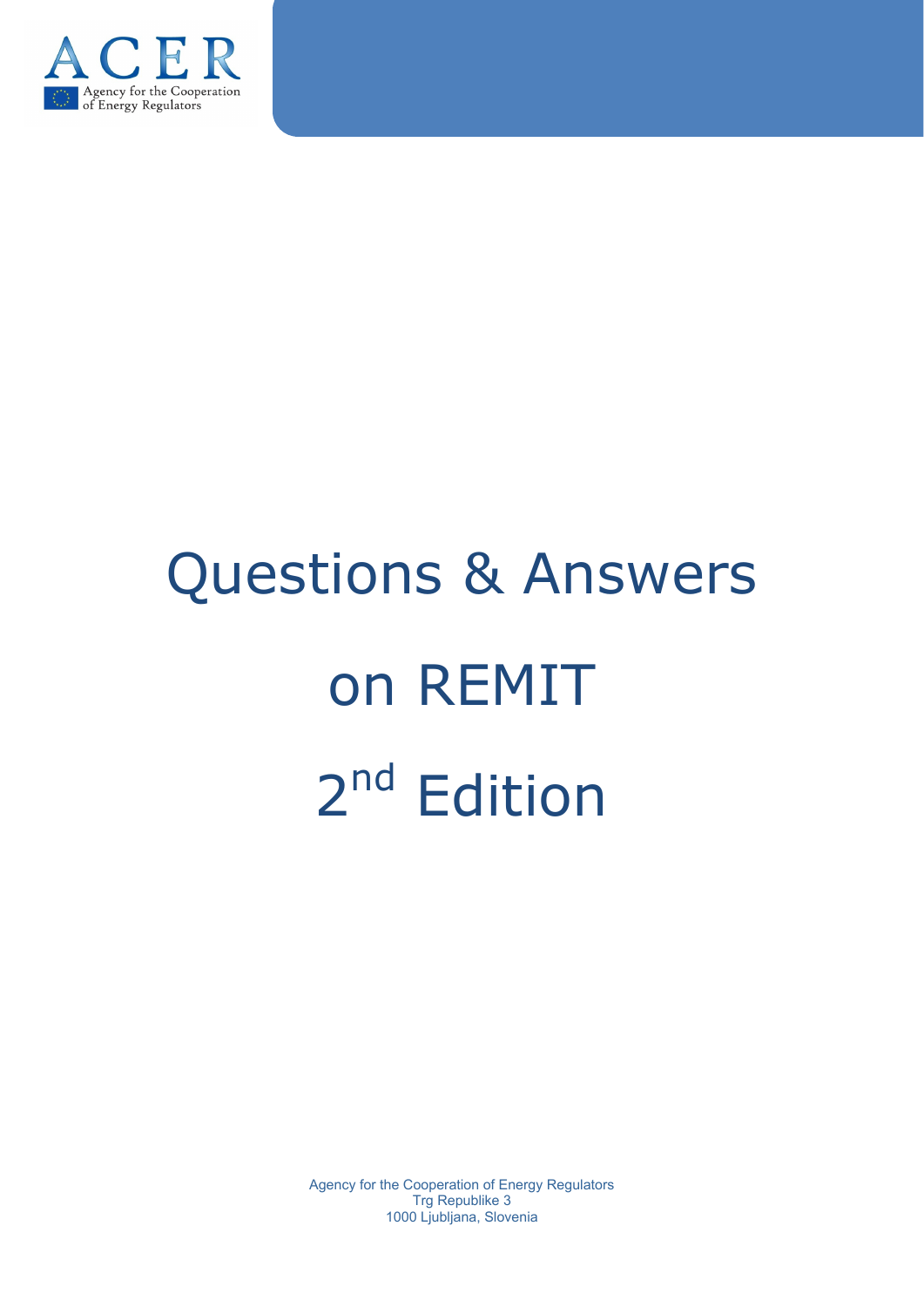ACER

Agency for the Cooperation of Energy Regulators

# Questions & Answers on REMIT 2nd Edition

Agency for the Cooperation of Energy Regulators
Trg Republike 3
1000 Ljubljana, Slovenia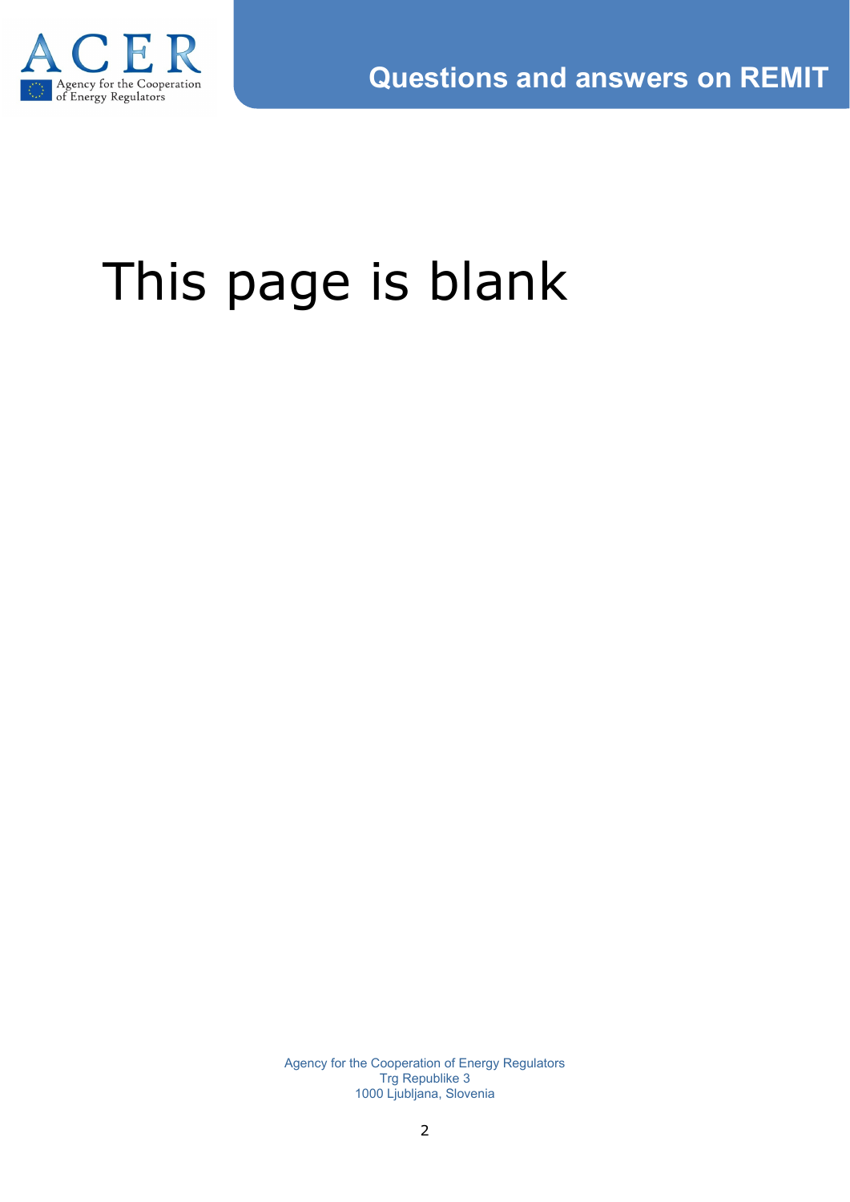This page is blank

Agency for the Cooperation of Energy Regulators
Trg Republike 3
1000 Ljubljana, Slovenia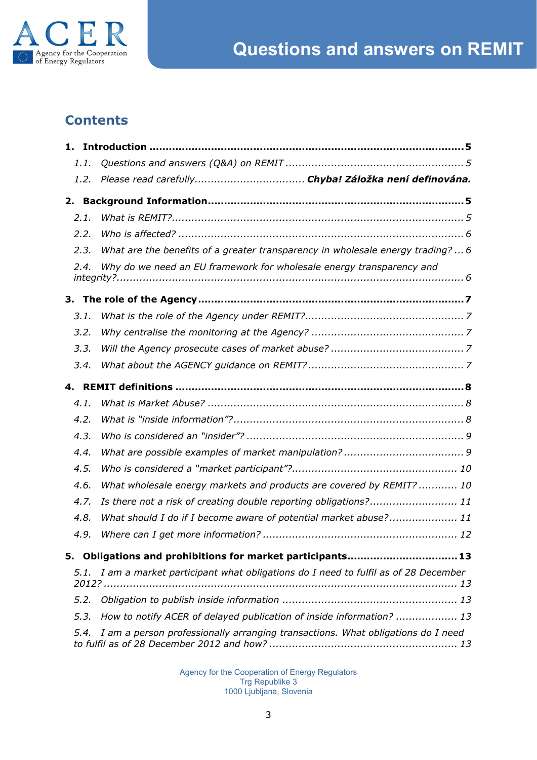## Contents

**1. Introduction .......................................................................................... 5**

*1.1. Questions and answers (Q&A) on REMIT ................................................... 5*

*1.2. Please read carefully.................................. **Chyba! Záložka není definována.***

**2. Background Information............................................................................ 5**

*2.1. What is REMIT?....................................................................................... 5*

*2.2. Who is affected? ..................................................................................... 6*

*2.3. What are the benefits of a greater transparency in wholesale energy trading? ... 6*

*2.4. Why do we need an EU framework for wholesale energy transparency and integrity?..................................................................................................... 6*

**3. The role of the Agency ............................................................................... 7**

*3.1. What is the role of the Agency under REMIT?................................................ 7*

*3.2. Why centralise the monitoring at the Agency? .............................................. 7*

*3.3. Will the Agency prosecute cases of market abuse? ........................................ 7*

*3.4. What about the AGENCY guidance on REMIT? ............................................... 7*

**4. REMIT definitions ...................................................................................... 8**

*4.1. What is Market Abuse? ............................................................................. 8*

*4.2. What is "inside information"?..................................................................... 8*

*4.3. Who is considered an "insider"? ................................................................. 9*

*4.4. What are possible examples of market manipulation? .................................... 9*

*4.5. Who is considered a "market participant"?................................................. 10*

*4.6. What wholesale energy markets and products are covered by REMIT? ........... 10*

*4.7. Is there not a risk of creating double reporting obligations?.......................... 11*

*4.8. What should I do if I become aware of potential market abuse?.................... 11*

*4.9. Where can I get more information? .......................................................... 12*

**5. Obligations and prohibitions for market participants................................. 13**

*5.1. I am a market participant what obligations do I need to fulfil as of 28 December 2012? ..................................................................................................... 13*

*5.2. Obligation to publish inside information .................................................... 13*

*5.3. How to notify ACER of delayed publication of inside information? .................. 13*

*5.4. I am a person professionally arranging transactions. What obligations do I need to fulfil as of 28 December 2012 and how? ......................................................... 13*

Agency for the Cooperation of Energy Regulators
Trg Republike 3
1000 Ljubljana, Slovenia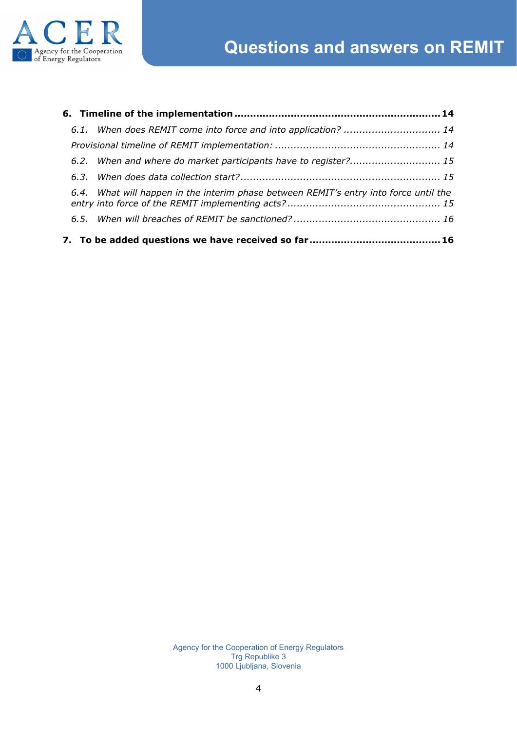**6. Timeline of the implementation** ................................................................ **14**

*6.1. When does REMIT come into force and into application?* ............................... *14*

*Provisional timeline of REMIT implementation:* ..................................................... *14*

*6.2. When and where do market participants have to register?*............................ *15*

*6.3. When does data collection start?*............................................................... *15*

*6.4. What will happen in the interim phase between REMIT's entry into force until the entry into force of the REMIT implementing acts?* ................................................ *15*

*6.5. When will breaches of REMIT be sanctioned?* .............................................. *16*

**7. To be added questions we have received so far** ........................................ **16**

Agency for the Cooperation of Energy Regulators
Trg Republike 3
1000 Ljubljana, Slovenia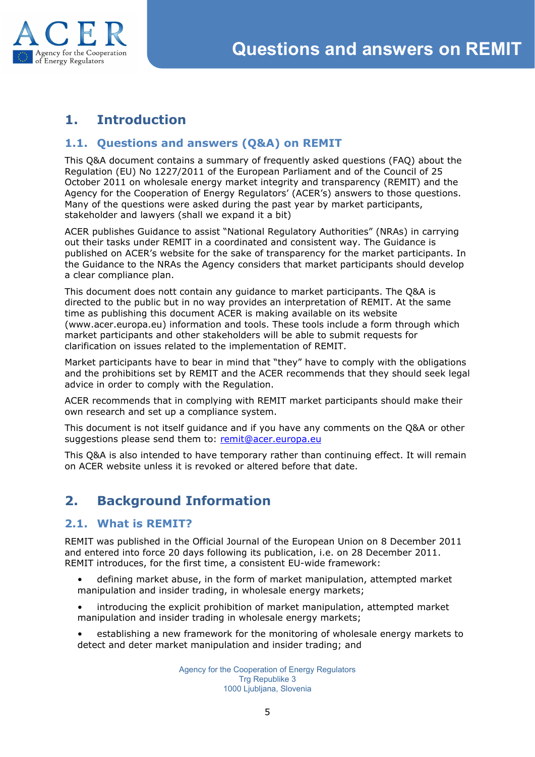# 1. Introduction

## 1.1. Questions and answers (Q&A) on REMIT

This Q&A document contains a summary of frequently asked questions (FAQ) about the Regulation (EU) No 1227/2011 of the European Parliament and of the Council of 25 October 2011 on wholesale energy market integrity and transparency (REMIT) and the Agency for the Cooperation of Energy Regulators' (ACER's) answers to those questions. Many of the questions were asked during the past year by market participants, stakeholder and lawyers (shall we expand it a bit)

ACER publishes Guidance to assist "National Regulatory Authorities" (NRAs) in carrying out their tasks under REMIT in a coordinated and consistent way. The Guidance is published on ACER's website for the sake of transparency for the market participants. In the Guidance to the NRAs the Agency considers that market participants should develop a clear compliance plan.

This document does nott contain any guidance to market participants. The Q&A is directed to the public but in no way provides an interpretation of REMIT. At the same time as publishing this document ACER is making available on its website (www.acer.europa.eu) information and tools. These tools include a form through which market participants and other stakeholders will be able to submit requests for clarification on issues related to the implementation of REMIT.

Market participants have to bear in mind that "they" have to comply with the obligations and the prohibitions set by REMIT and the ACER recommends that they should seek legal advice in order to comply with the Regulation.

ACER recommends that in complying with REMIT market participants should make their own research and set up a compliance system.

This document is not itself guidance and if you have any comments on the Q&A or other suggestions please send them to: remit@acer.europa.eu

This Q&A is also intended to have temporary rather than continuing effect. It will remain on ACER website unless it is revoked or altered before that date.

# 2. Background Information

## 2.1. What is REMIT?

REMIT was published in the Official Journal of the European Union on 8 December 2011 and entered into force 20 days following its publication, i.e. on 28 December 2011. REMIT introduces, for the first time, a consistent EU-wide framework:

- defining market abuse, in the form of market manipulation, attempted market manipulation and insider trading, in wholesale energy markets;
- introducing the explicit prohibition of market manipulation, attempted market manipulation and insider trading in wholesale energy markets;
- establishing a new framework for the monitoring of wholesale energy markets to detect and deter market manipulation and insider trading; and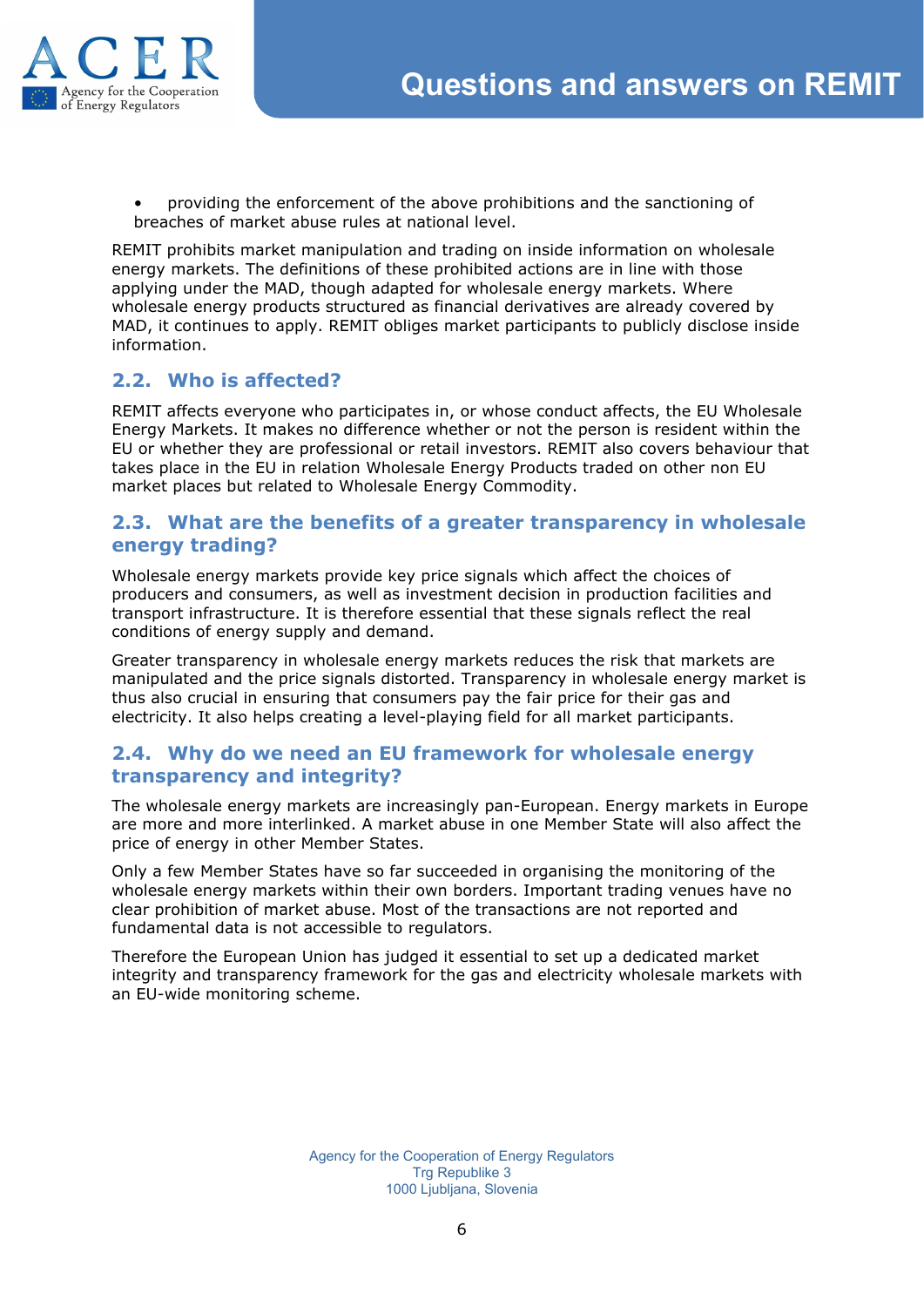- providing the enforcement of the above prohibitions and the sanctioning of breaches of market abuse rules at national level.

REMIT prohibits market manipulation and trading on inside information on wholesale energy markets. The definitions of these prohibited actions are in line with those applying under the MAD, though adapted for wholesale energy markets. Where wholesale energy products structured as financial derivatives are already covered by MAD, it continues to apply. REMIT obliges market participants to publicly disclose inside information.

## 2.2. Who is affected?

REMIT affects everyone who participates in, or whose conduct affects, the EU Wholesale Energy Markets. It makes no difference whether or not the person is resident within the EU or whether they are professional or retail investors. REMIT also covers behaviour that takes place in the EU in relation Wholesale Energy Products traded on other non EU market places but related to Wholesale Energy Commodity.

## 2.3. What are the benefits of a greater transparency in wholesale energy trading?

Wholesale energy markets provide key price signals which affect the choices of producers and consumers, as well as investment decision in production facilities and transport infrastructure. It is therefore essential that these signals reflect the real conditions of energy supply and demand.

Greater transparency in wholesale energy markets reduces the risk that markets are manipulated and the price signals distorted. Transparency in wholesale energy market is thus also crucial in ensuring that consumers pay the fair price for their gas and electricity. It also helps creating a level-playing field for all market participants.

## 2.4. Why do we need an EU framework for wholesale energy transparency and integrity?

The wholesale energy markets are increasingly pan-European. Energy markets in Europe are more and more interlinked. A market abuse in one Member State will also affect the price of energy in other Member States.

Only a few Member States have so far succeeded in organising the monitoring of the wholesale energy markets within their own borders. Important trading venues have no clear prohibition of market abuse. Most of the transactions are not reported and fundamental data is not accessible to regulators.

Therefore the European Union has judged it essential to set up a dedicated market integrity and transparency framework for the gas and electricity wholesale markets with an EU-wide monitoring scheme.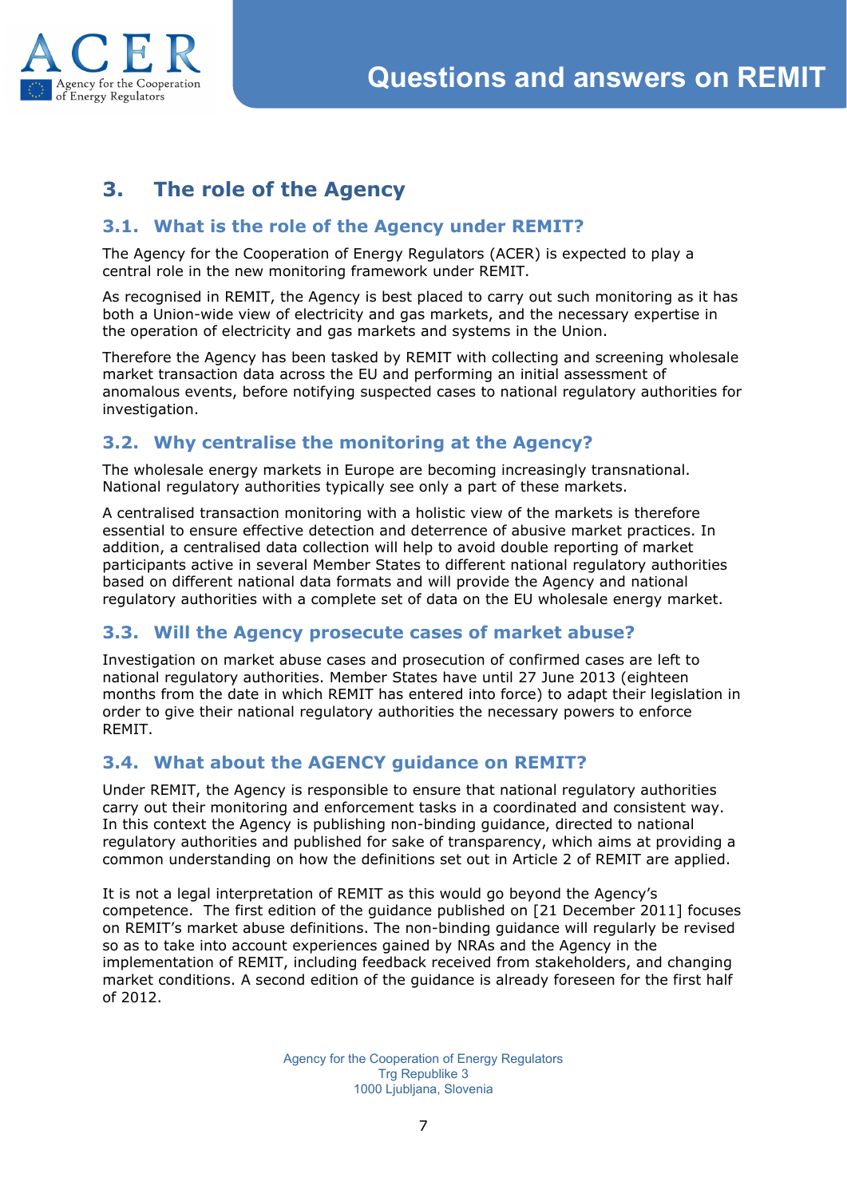## 3. The role of the Agency

### 3.1. What is the role of the Agency under REMIT?

The Agency for the Cooperation of Energy Regulators (ACER) is expected to play a central role in the new monitoring framework under REMIT.

As recognised in REMIT, the Agency is best placed to carry out such monitoring as it has both a Union-wide view of electricity and gas markets, and the necessary expertise in the operation of electricity and gas markets and systems in the Union.

Therefore the Agency has been tasked by REMIT with collecting and screening wholesale market transaction data across the EU and performing an initial assessment of anomalous events, before notifying suspected cases to national regulatory authorities for investigation.

### 3.2. Why centralise the monitoring at the Agency?

The wholesale energy markets in Europe are becoming increasingly transnational. National regulatory authorities typically see only a part of these markets.

A centralised transaction monitoring with a holistic view of the markets is therefore essential to ensure effective detection and deterrence of abusive market practices. In addition, a centralised data collection will help to avoid double reporting of market participants active in several Member States to different national regulatory authorities based on different national data formats and will provide the Agency and national regulatory authorities with a complete set of data on the EU wholesale energy market.

### 3.3. Will the Agency prosecute cases of market abuse?

Investigation on market abuse cases and prosecution of confirmed cases are left to national regulatory authorities. Member States have until 27 June 2013 (eighteen months from the date in which REMIT has entered into force) to adapt their legislation in order to give their national regulatory authorities the necessary powers to enforce REMIT.

### 3.4. What about the AGENCY guidance on REMIT?

Under REMIT, the Agency is responsible to ensure that national regulatory authorities carry out their monitoring and enforcement tasks in a coordinated and consistent way. In this context the Agency is publishing non-binding guidance, directed to national regulatory authorities and published for sake of transparency, which aims at providing a common understanding on how the definitions set out in Article 2 of REMIT are applied.

It is not a legal interpretation of REMIT as this would go beyond the Agency's competence. The first edition of the guidance published on [21 December 2011] focuses on REMIT's market abuse definitions. The non-binding guidance will regularly be revised so as to take into account experiences gained by NRAs and the Agency in the implementation of REMIT, including feedback received from stakeholders, and changing market conditions. A second edition of the guidance is already foreseen for the first half of 2012.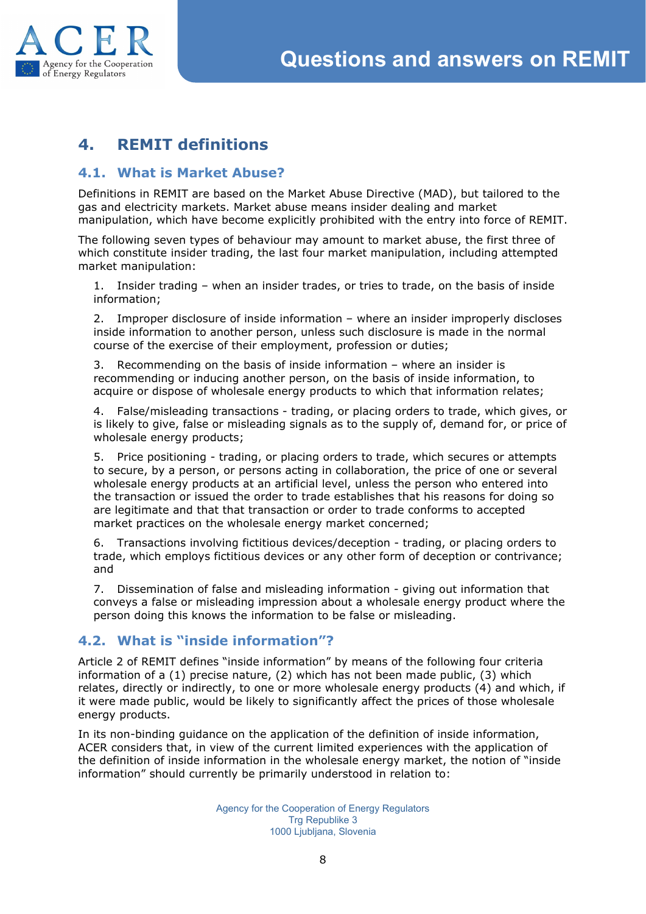## 4. REMIT definitions

### 4.1. What is Market Abuse?

Definitions in REMIT are based on the Market Abuse Directive (MAD), but tailored to the gas and electricity markets. Market abuse means insider dealing and market manipulation, which have become explicitly prohibited with the entry into force of REMIT.

The following seven types of behaviour may amount to market abuse, the first three of which constitute insider trading, the last four market manipulation, including attempted market manipulation:

1. Insider trading – when an insider trades, or tries to trade, on the basis of inside information;

2. Improper disclosure of inside information – where an insider improperly discloses inside information to another person, unless such disclosure is made in the normal course of the exercise of their employment, profession or duties;

3. Recommending on the basis of inside information – where an insider is recommending or inducing another person, on the basis of inside information, to acquire or dispose of wholesale energy products to which that information relates;

4. False/misleading transactions - trading, or placing orders to trade, which gives, or is likely to give, false or misleading signals as to the supply of, demand for, or price of wholesale energy products;

5. Price positioning - trading, or placing orders to trade, which secures or attempts to secure, by a person, or persons acting in collaboration, the price of one or several wholesale energy products at an artificial level, unless the person who entered into the transaction or issued the order to trade establishes that his reasons for doing so are legitimate and that that transaction or order to trade conforms to accepted market practices on the wholesale energy market concerned;

6. Transactions involving fictitious devices/deception - trading, or placing orders to trade, which employs fictitious devices or any other form of deception or contrivance; and

7. Dissemination of false and misleading information - giving out information that conveys a false or misleading impression about a wholesale energy product where the person doing this knows the information to be false or misleading.

### 4.2. What is "inside information"?

Article 2 of REMIT defines "inside information" by means of the following four criteria information of a (1) precise nature, (2) which has not been made public, (3) which relates, directly or indirectly, to one or more wholesale energy products (4) and which, if it were made public, would be likely to significantly affect the prices of those wholesale energy products.

In its non-binding guidance on the application of the definition of inside information, ACER considers that, in view of the current limited experiences with the application of the definition of inside information in the wholesale energy market, the notion of "inside information" should currently be primarily understood in relation to: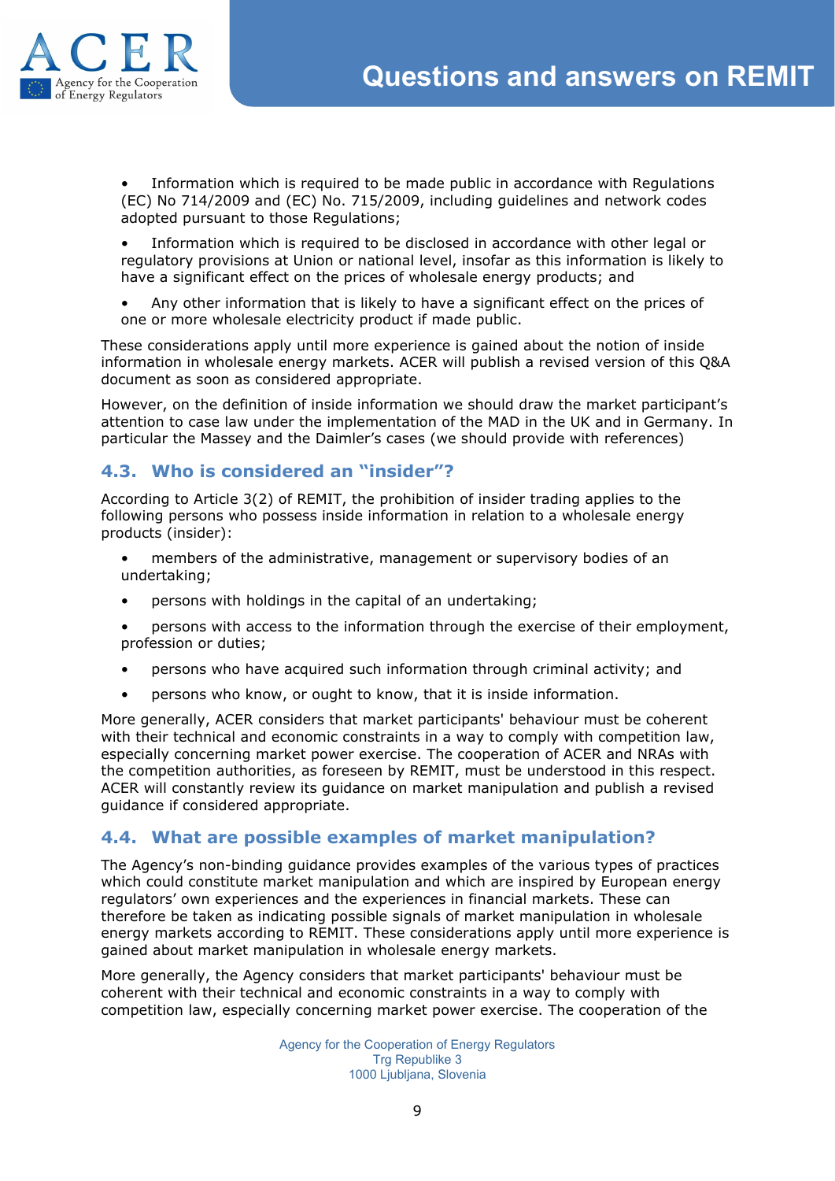- Information which is required to be made public in accordance with Regulations (EC) No 714/2009 and (EC) No. 715/2009, including guidelines and network codes adopted pursuant to those Regulations;
- Information which is required to be disclosed in accordance with other legal or regulatory provisions at Union or national level, insofar as this information is likely to have a significant effect on the prices of wholesale energy products; and
- Any other information that is likely to have a significant effect on the prices of one or more wholesale electricity product if made public.

These considerations apply until more experience is gained about the notion of inside information in wholesale energy markets. ACER will publish a revised version of this Q&A document as soon as considered appropriate.

However, on the definition of inside information we should draw the market participant's attention to case law under the implementation of the MAD in the UK and in Germany. In particular the Massey and the Daimler's cases (we should provide with references)

## 4.3. Who is considered an "insider"?

According to Article 3(2) of REMIT, the prohibition of insider trading applies to the following persons who possess inside information in relation to a wholesale energy products (insider):

- members of the administrative, management or supervisory bodies of an undertaking;
- persons with holdings in the capital of an undertaking;
- persons with access to the information through the exercise of their employment, profession or duties;
- persons who have acquired such information through criminal activity; and
- persons who know, or ought to know, that it is inside information.

More generally, ACER considers that market participants' behaviour must be coherent with their technical and economic constraints in a way to comply with competition law, especially concerning market power exercise. The cooperation of ACER and NRAs with the competition authorities, as foreseen by REMIT, must be understood in this respect. ACER will constantly review its guidance on market manipulation and publish a revised guidance if considered appropriate.

## 4.4. What are possible examples of market manipulation?

The Agency's non-binding guidance provides examples of the various types of practices which could constitute market manipulation and which are inspired by European energy regulators' own experiences and the experiences in financial markets. These can therefore be taken as indicating possible signals of market manipulation in wholesale energy markets according to REMIT. These considerations apply until more experience is gained about market manipulation in wholesale energy markets.

More generally, the Agency considers that market participants' behaviour must be coherent with their technical and economic constraints in a way to comply with competition law, especially concerning market power exercise. The cooperation of the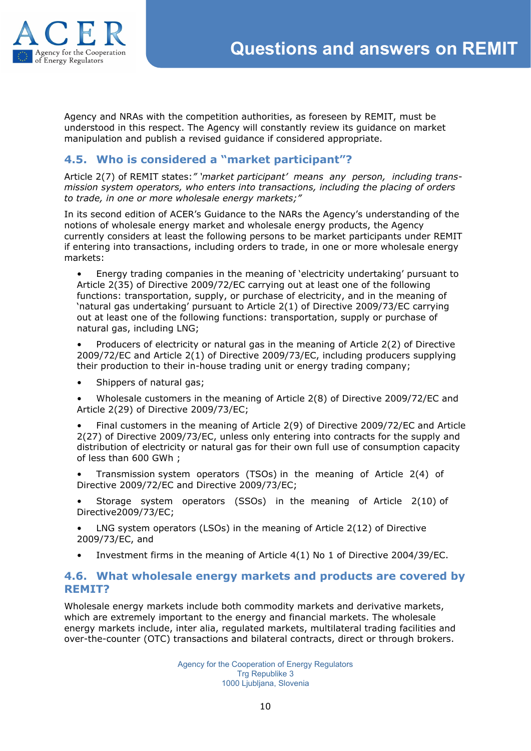Agency and NRAs with the competition authorities, as foreseen by REMIT, must be understood in this respect. The Agency will constantly review its guidance on market manipulation and publish a revised guidance if considered appropriate.

## 4.5. Who is considered a "market participant"?

Article 2(7) of REMIT states:*" 'market participant' means any person, including transmission system operators, who enters into transactions, including the placing of orders to trade, in one or more wholesale energy markets;"*

In its second edition of ACER's Guidance to the NARs the Agency's understanding of the notions of wholesale energy market and wholesale energy products, the Agency currently considers at least the following persons to be market participants under REMIT if entering into transactions, including orders to trade, in one or more wholesale energy markets:

- Energy trading companies in the meaning of 'electricity undertaking' pursuant to Article 2(35) of Directive 2009/72/EC carrying out at least one of the following functions: transportation, supply, or purchase of electricity, and in the meaning of 'natural gas undertaking' pursuant to Article 2(1) of Directive 2009/73/EC carrying out at least one of the following functions: transportation, supply or purchase of natural gas, including LNG;
- Producers of electricity or natural gas in the meaning of Article 2(2) of Directive 2009/72/EC and Article 2(1) of Directive 2009/73/EC, including producers supplying their production to their in-house trading unit or energy trading company;
- Shippers of natural gas;
- Wholesale customers in the meaning of Article 2(8) of Directive 2009/72/EC and Article 2(29) of Directive 2009/73/EC;
- Final customers in the meaning of Article 2(9) of Directive 2009/72/EC and Article 2(27) of Directive 2009/73/EC, unless only entering into contracts for the supply and distribution of electricity or natural gas for their own full use of consumption capacity of less than 600 GWh ;
- Transmission system operators (TSOs) in the meaning of Article 2(4) of Directive 2009/72/EC and Directive 2009/73/EC;
- Storage system operators (SSOs) in the meaning of Article 2(10) of Directive2009/73/EC;
- LNG system operators (LSOs) in the meaning of Article 2(12) of Directive 2009/73/EC, and
- Investment firms in the meaning of Article 4(1) No 1 of Directive 2004/39/EC.

## 4.6. What wholesale energy markets and products are covered by REMIT?

Wholesale energy markets include both commodity markets and derivative markets, which are extremely important to the energy and financial markets. The wholesale energy markets include, inter alia, regulated markets, multilateral trading facilities and over-the-counter (OTC) transactions and bilateral contracts, direct or through brokers.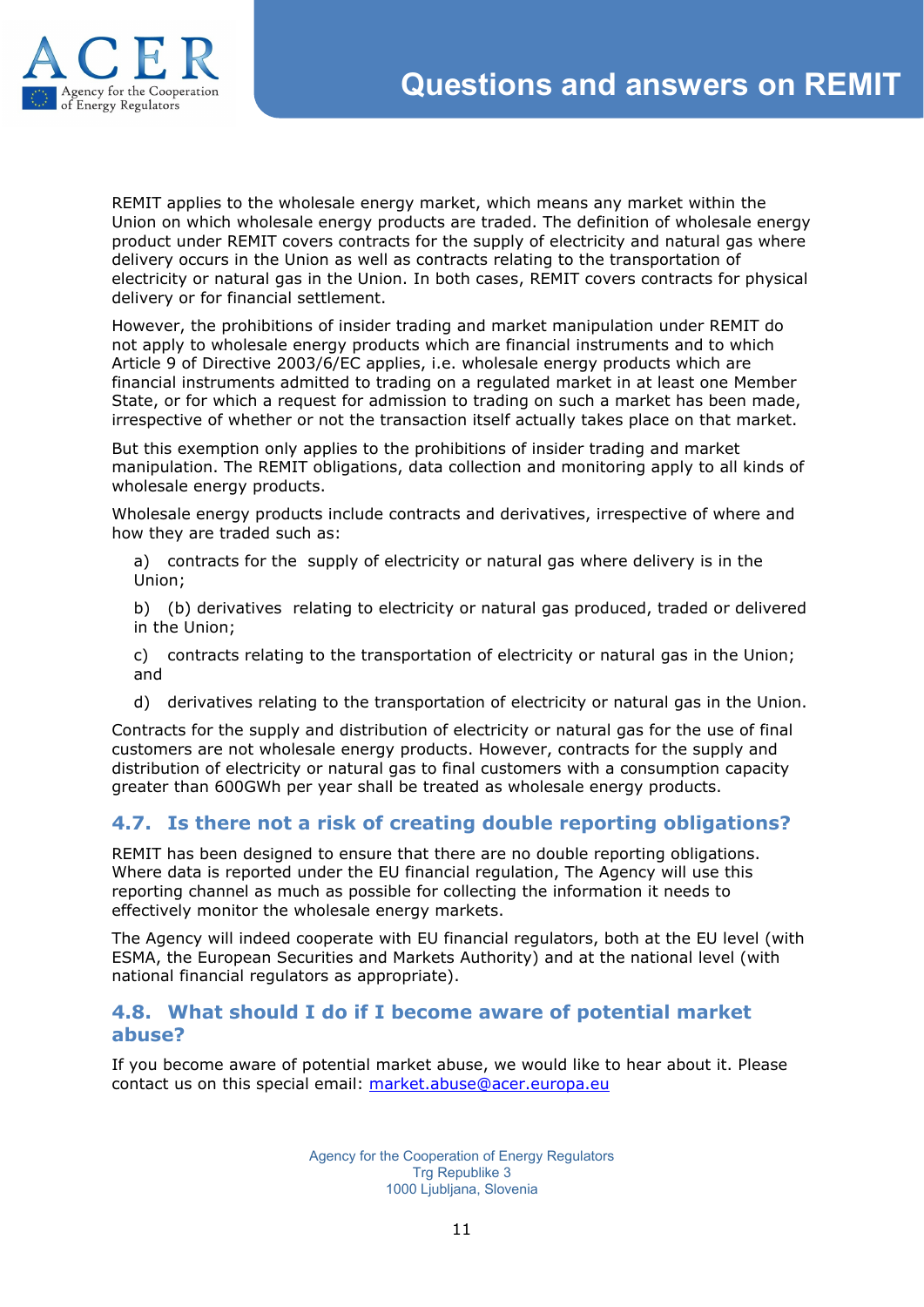REMIT applies to the wholesale energy market, which means any market within the Union on which wholesale energy products are traded. The definition of wholesale energy product under REMIT covers contracts for the supply of electricity and natural gas where delivery occurs in the Union as well as contracts relating to the transportation of electricity or natural gas in the Union. In both cases, REMIT covers contracts for physical delivery or for financial settlement.

However, the prohibitions of insider trading and market manipulation under REMIT do not apply to wholesale energy products which are financial instruments and to which Article 9 of Directive 2003/6/EC applies, i.e. wholesale energy products which are financial instruments admitted to trading on a regulated market in at least one Member State, or for which a request for admission to trading on such a market has been made, irrespective of whether or not the transaction itself actually takes place on that market.

But this exemption only applies to the prohibitions of insider trading and market manipulation. The REMIT obligations, data collection and monitoring apply to all kinds of wholesale energy products.

Wholesale energy products include contracts and derivatives, irrespective of where and how they are traded such as:

a) contracts for the supply of electricity or natural gas where delivery is in the Union;

b) (b) derivatives relating to electricity or natural gas produced, traded or delivered in the Union;

c) contracts relating to the transportation of electricity or natural gas in the Union; and

d) derivatives relating to the transportation of electricity or natural gas in the Union.

Contracts for the supply and distribution of electricity or natural gas for the use of final customers are not wholesale energy products. However, contracts for the supply and distribution of electricity or natural gas to final customers with a consumption capacity greater than 600GWh per year shall be treated as wholesale energy products.

## 4.7. Is there not a risk of creating double reporting obligations?

REMIT has been designed to ensure that there are no double reporting obligations. Where data is reported under the EU financial regulation, The Agency will use this reporting channel as much as possible for collecting the information it needs to effectively monitor the wholesale energy markets.

The Agency will indeed cooperate with EU financial regulators, both at the EU level (with ESMA, the European Securities and Markets Authority) and at the national level (with national financial regulators as appropriate).

## 4.8. What should I do if I become aware of potential market abuse?

If you become aware of potential market abuse, we would like to hear about it. Please contact us on this special email: market.abuse@acer.europa.eu

Agency for the Cooperation of Energy Regulators
Trg Republike 3
1000 Ljubljana, Slovenia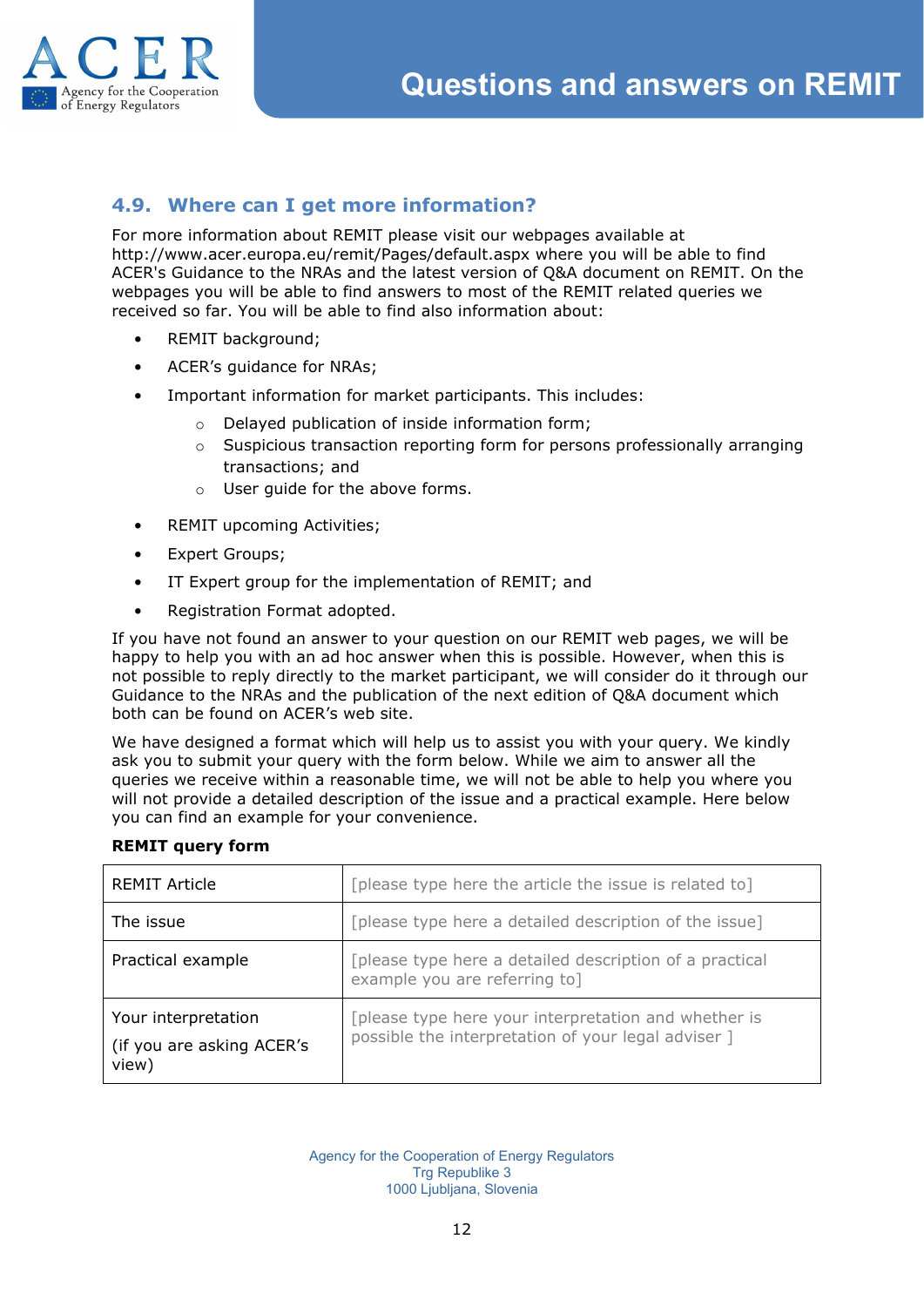## 4.9. Where can I get more information?

For more information about REMIT please visit our webpages available at http://www.acer.europa.eu/remit/Pages/default.aspx where you will be able to find ACER's Guidance to the NRAs and the latest version of Q&A document on REMIT. On the webpages you will be able to find answers to most of the REMIT related queries we received so far. You will be able to find also information about:

- REMIT background;
- ACER's guidance for NRAs;
- Important information for market participants. This includes:
    - Delayed publication of inside information form;
    - Suspicious transaction reporting form for persons professionally arranging transactions; and
    - User guide for the above forms.
- REMIT upcoming Activities;
- Expert Groups;
- IT Expert group for the implementation of REMIT; and
- Registration Format adopted.

If you have not found an answer to your question on our REMIT web pages, we will be happy to help you with an ad hoc answer when this is possible. However, when this is not possible to reply directly to the market participant, we will consider do it through our Guidance to the NRAs and the publication of the next edition of Q&A document which both can be found on ACER's web site.

We have designed a format which will help us to assist you with your query. We kindly ask you to submit your query with the form below. While we aim to answer all the queries we receive within a reasonable time, we will not be able to help you where you will not provide a detailed description of the issue and a practical example. Here below you can find an example for your convenience.

**REMIT query form**

| REMIT Article | [please type here the article the issue is related to] |
|---|---|
| The issue | [please type here a detailed description of the issue] |
| Practical example | [please type here a detailed description of a practical example you are referring to] |
| Your interpretation (if you are asking ACER's view) | [please type here your interpretation and whether is possible the interpretation of your legal adviser ] |

Agency for the Cooperation of Energy Regulators
Trg Republike 3
1000 Ljubljana, Slovenia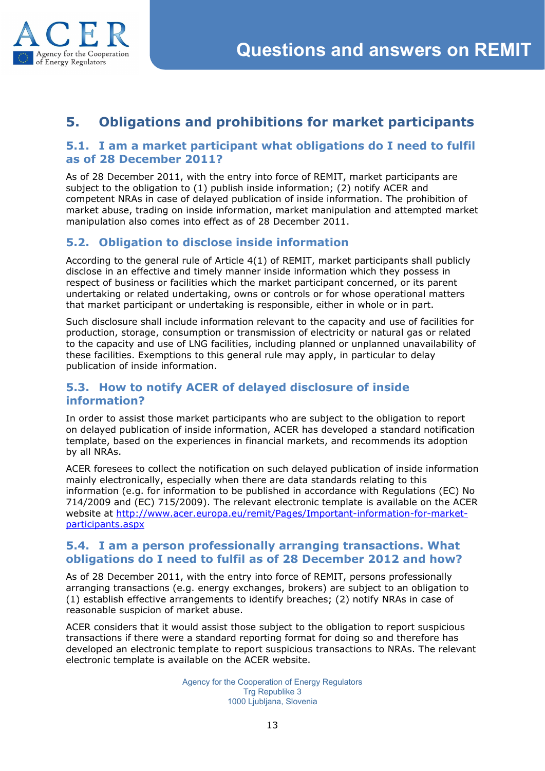## 5. Obligations and prohibitions for market participants

### 5.1. I am a market participant what obligations do I need to fulfil as of 28 December 2011?

As of 28 December 2011, with the entry into force of REMIT, market participants are subject to the obligation to (1) publish inside information; (2) notify ACER and competent NRAs in case of delayed publication of inside information. The prohibition of market abuse, trading on inside information, market manipulation and attempted market manipulation also comes into effect as of 28 December 2011.

### 5.2. Obligation to disclose inside information

According to the general rule of Article 4(1) of REMIT, market participants shall publicly disclose in an effective and timely manner inside information which they possess in respect of business or facilities which the market participant concerned, or its parent undertaking or related undertaking, owns or controls or for whose operational matters that market participant or undertaking is responsible, either in whole or in part.

Such disclosure shall include information relevant to the capacity and use of facilities for production, storage, consumption or transmission of electricity or natural gas or related to the capacity and use of LNG facilities, including planned or unplanned unavailability of these facilities. Exemptions to this general rule may apply, in particular to delay publication of inside information.

### 5.3. How to notify ACER of delayed disclosure of inside information?

In order to assist those market participants who are subject to the obligation to report on delayed publication of inside information, ACER has developed a standard notification template, based on the experiences in financial markets, and recommends its adoption by all NRAs.

ACER foresees to collect the notification on such delayed publication of inside information mainly electronically, especially when there are data standards relating to this information (e.g. for information to be published in accordance with Regulations (EC) No 714/2009 and (EC) 715/2009). The relevant electronic template is available on the ACER website at [http://www.acer.europa.eu/remit/Pages/Important-information-for-market-participants.aspx](http://www.acer.europa.eu/remit/Pages/Important-information-for-market-participants.aspx)

### 5.4. I am a person professionally arranging transactions. What obligations do I need to fulfil as of 28 December 2012 and how?

As of 28 December 2011, with the entry into force of REMIT, persons professionally arranging transactions (e.g. energy exchanges, brokers) are subject to an obligation to (1) establish effective arrangements to identify breaches; (2) notify NRAs in case of reasonable suspicion of market abuse.

ACER considers that it would assist those subject to the obligation to report suspicious transactions if there were a standard reporting format for doing so and therefore has developed an electronic template to report suspicious transactions to NRAs. The relevant electronic template is available on the ACER website.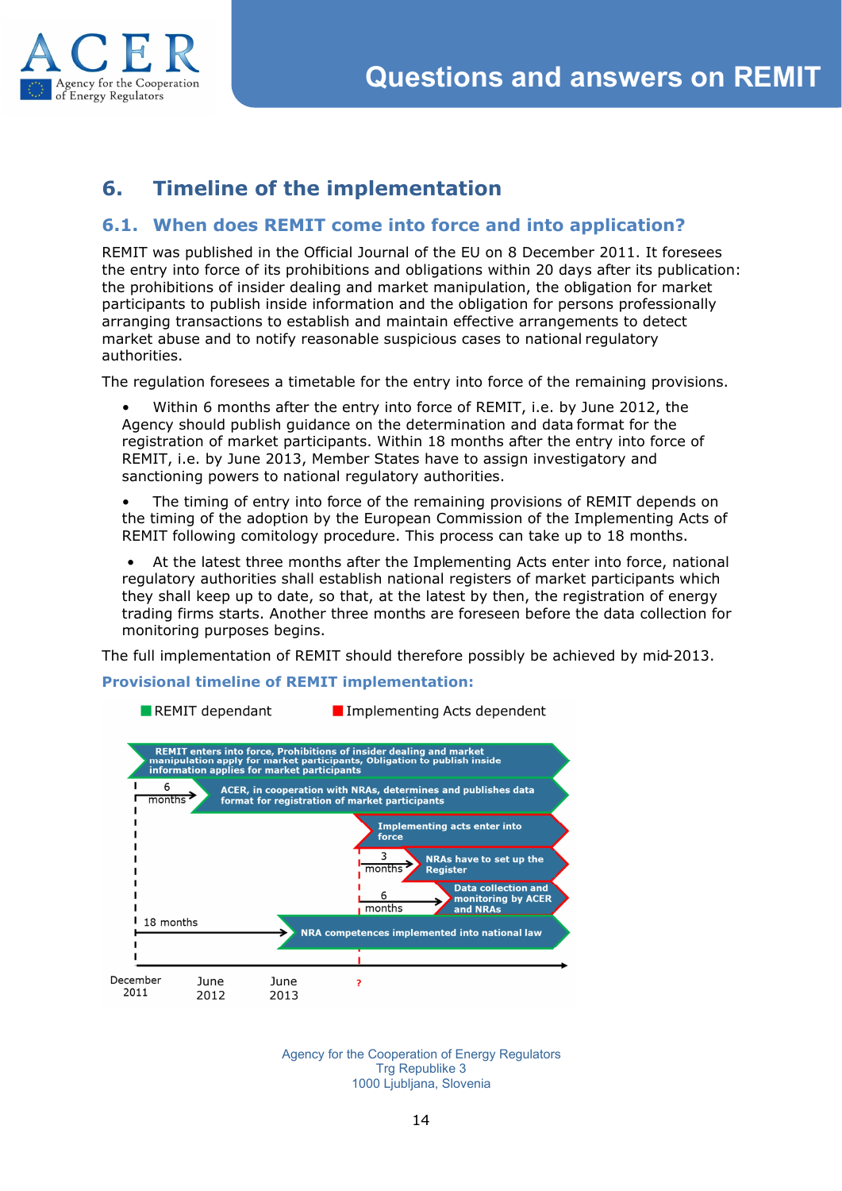## 6. Timeline of the implementation

### 6.1. When does REMIT come into force and into application?

REMIT was published in the Official Journal of the EU on 8 December 2011. It foresees the entry into force of its prohibitions and obligations within 20 days after its publication: the prohibitions of insider dealing and market manipulation, the obligation for market participants to publish inside information and the obligation for persons professionally arranging transactions to establish and maintain effective arrangements to detect market abuse and to notify reasonable suspicious cases to national regulatory authorities.

The regulation foresees a timetable for the entry into force of the remaining provisions.

- Within 6 months after the entry into force of REMIT, i.e. by June 2012, the Agency should publish guidance on the determination and data format for the registration of market participants. Within 18 months after the entry into force of REMIT, i.e. by June 2013, Member States have to assign investigatory and sanctioning powers to national regulatory authorities.
- The timing of entry into force of the remaining provisions of REMIT depends on the timing of the adoption by the European Commission of the Implementing Acts of REMIT following comitology procedure. This process can take up to 18 months.
- At the latest three months after the Implementing Acts enter into force, national regulatory authorities shall establish national registers of market participants which they shall keep up to date, so that, at the latest by then, the registration of energy trading firms starts. Another three months are foreseen before the data collection for monitoring purposes begins.

The full implementation of REMIT should therefore possibly be achieved by mid-2013.

**Provisional timeline of REMIT implementation:**

REMIT dependant | Implementing Acts dependent

- REMIT enters into force, Prohibitions of insider dealing and market manipulation apply for market participants, Obligation to publish inside information applies for market participants
- 6 months → ACER, in cooperation with NRAs, determines and publishes data format for registration of market participants
- Implementing acts enter into force
- 3 months → NRAs have to set up the Register
- 6 months → Data collection and monitoring by ACER and NRAs
- 18 months → NRA competences implemented into national law

December 2011 | June 2012 | June 2013 | ?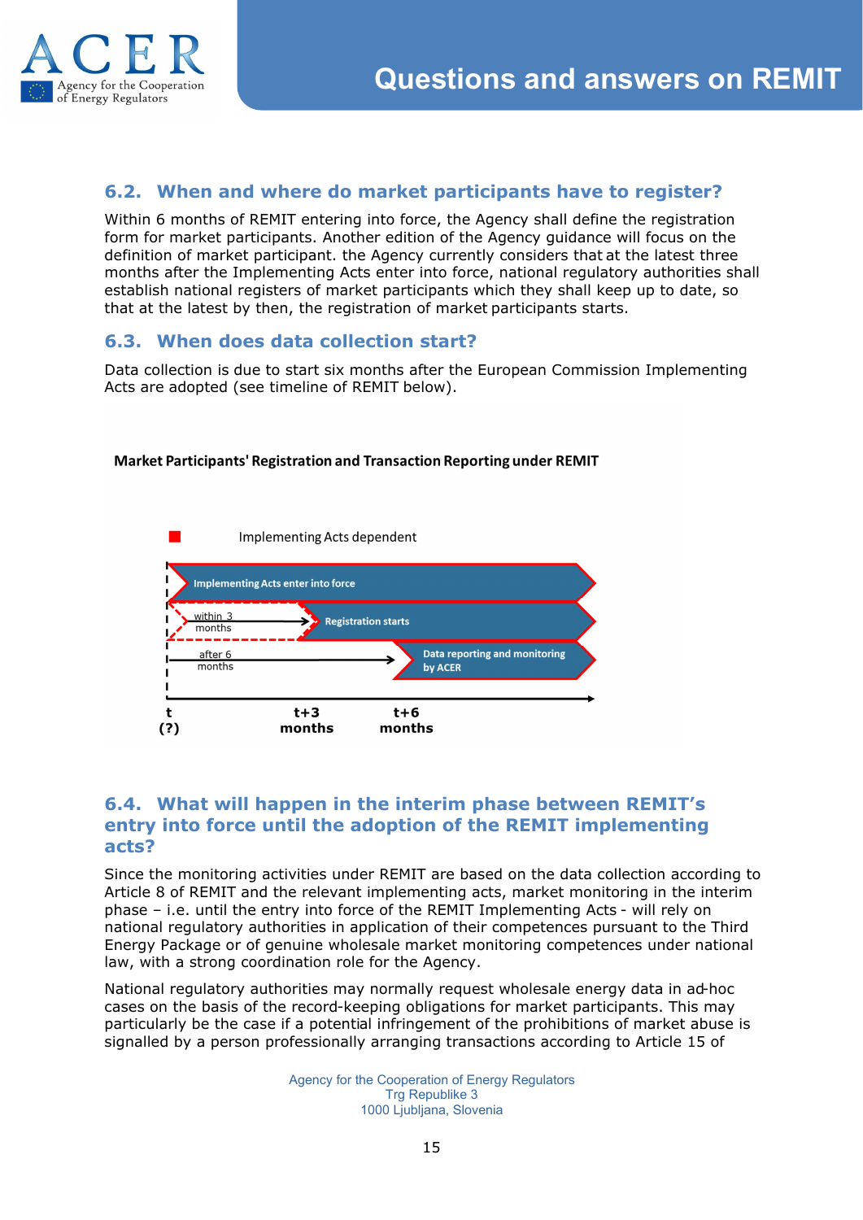## 6.2. When and where do market participants have to register?

Within 6 months of REMIT entering into force, the Agency shall define the registration form for market participants. Another edition of the Agency guidance will focus on the definition of market participant. the Agency currently considers that at the latest three months after the Implementing Acts enter into force, national regulatory authorities shall establish national registers of market participants which they shall keep up to date, so that at the latest by then, the registration of market participants starts.

## 6.3. When does data collection start?

Data collection is due to start six months after the European Commission Implementing Acts are adopted (see timeline of REMIT below).

**Market Participants' Registration and Transaction Reporting under REMIT**

Implementing Acts dependent

Implementing Acts enter into force

within 3 months → Registration starts

after 6 months → Data reporting and monitoring by ACER

t (?) | t+3 months | t+6 months

## 6.4. What will happen in the interim phase between REMIT's entry into force until the adoption of the REMIT implementing acts?

Since the monitoring activities under REMIT are based on the data collection according to Article 8 of REMIT and the relevant implementing acts, market monitoring in the interim phase – i.e. until the entry into force of the REMIT Implementing Acts - will rely on national regulatory authorities in application of their competences pursuant to the Third Energy Package or of genuine wholesale market monitoring competences under national law, with a strong coordination role for the Agency.

National regulatory authorities may normally request wholesale energy data in ad-hoc cases on the basis of the record-keeping obligations for market participants. This may particularly be the case if a potential infringement of the prohibitions of market abuse is signalled by a person professionally arranging transactions according to Article 15 of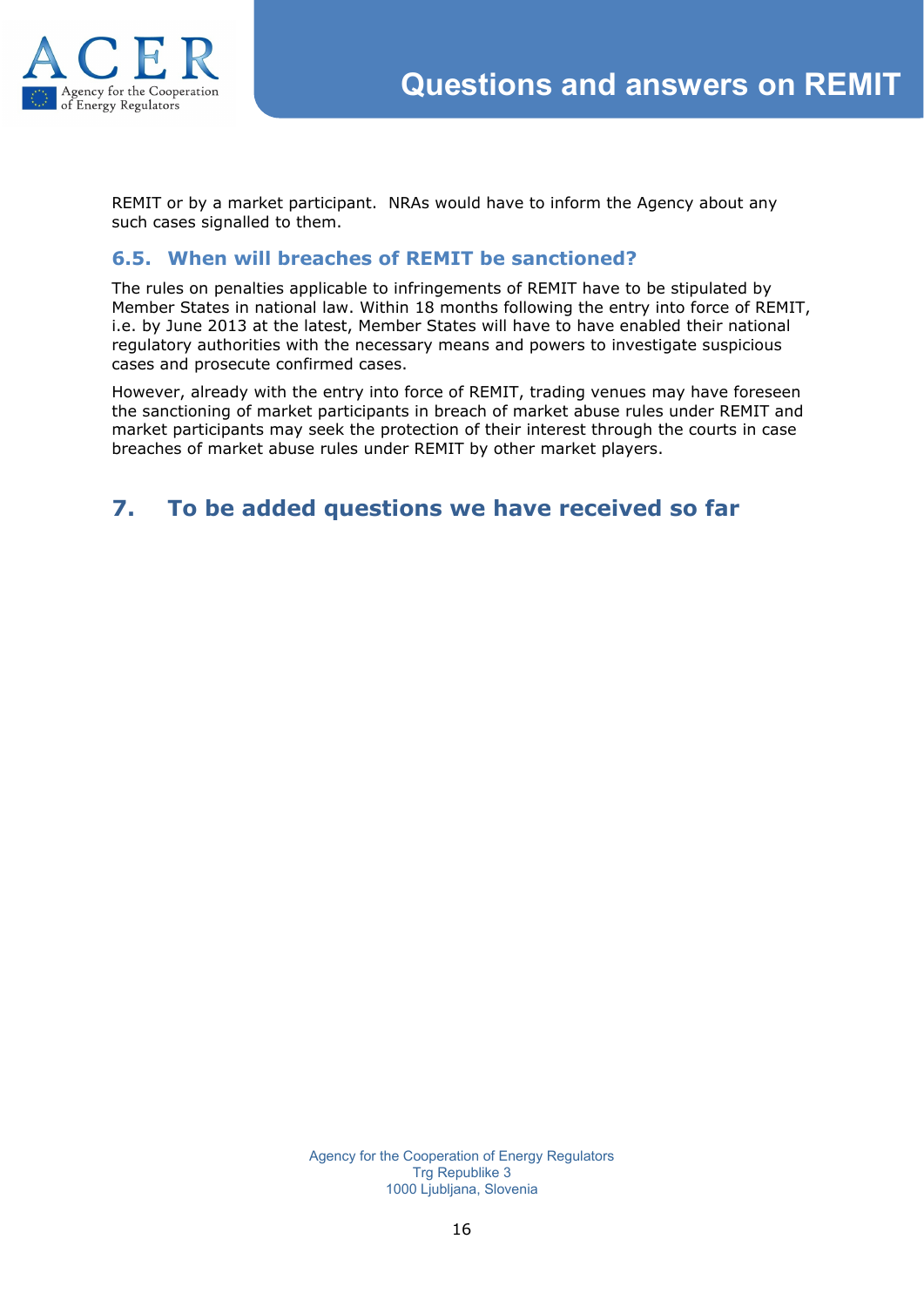REMIT or by a market participant. NRAs would have to inform the Agency about any such cases signalled to them.

### 6.5. When will breaches of REMIT be sanctioned?

The rules on penalties applicable to infringements of REMIT have to be stipulated by Member States in national law. Within 18 months following the entry into force of REMIT, i.e. by June 2013 at the latest, Member States will have to have enabled their national regulatory authorities with the necessary means and powers to investigate suspicious cases and prosecute confirmed cases.

However, already with the entry into force of REMIT, trading venues may have foreseen the sanctioning of market participants in breach of market abuse rules under REMIT and market participants may seek the protection of their interest through the courts in case breaches of market abuse rules under REMIT by other market players.

## 7. To be added questions we have received so far

Agency for the Cooperation of Energy Regulators
Trg Republike 3
1000 Ljubljana, Slovenia